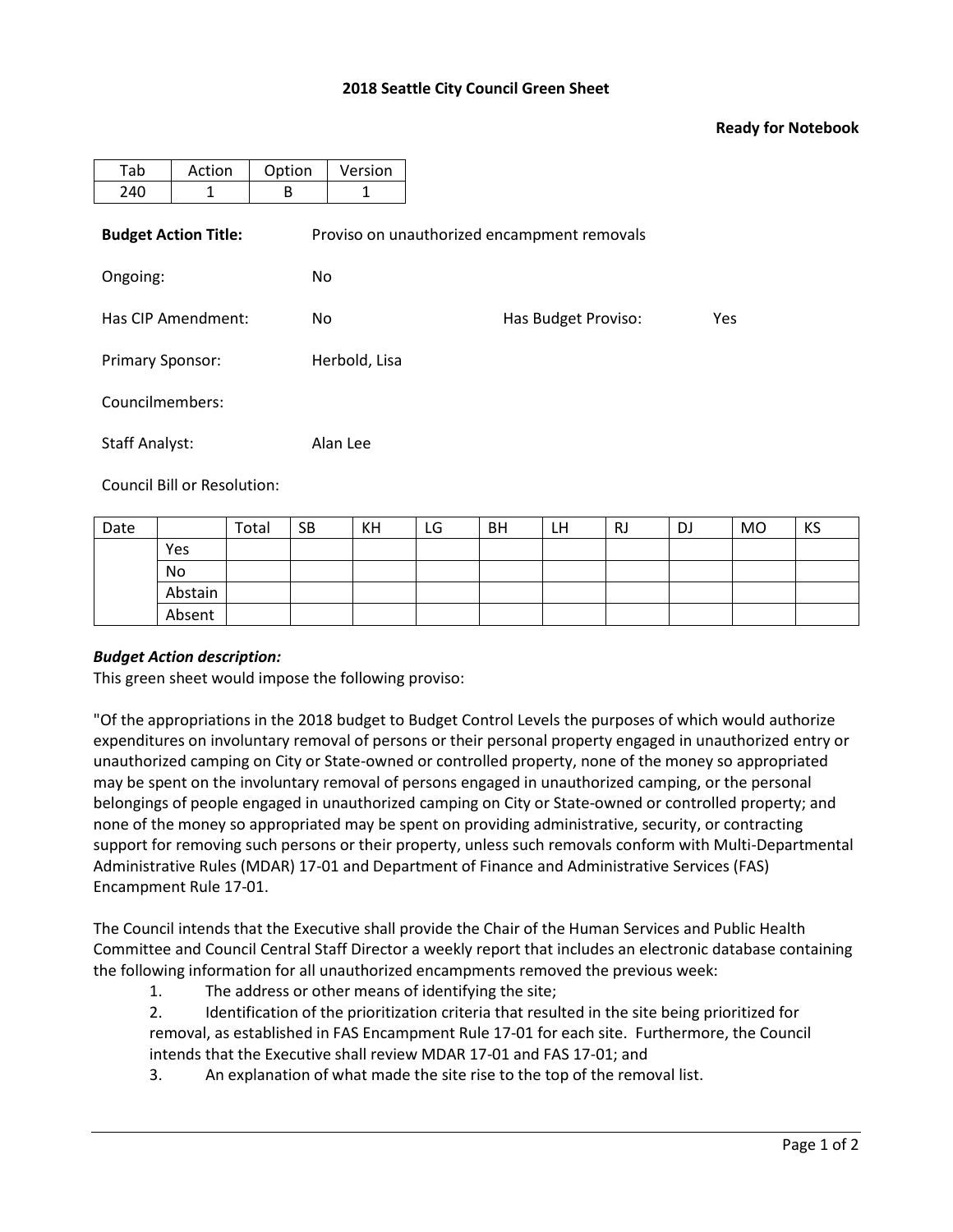**2018 Seattle City Council Green Sheet**

**Ready for Notebook**

| Tab | Action | Option | Version |
|---|---|---|---|
| 240 | 1 | B | 1 |

**Budget Action Title:** Proviso on unauthorized encampment removals

Ongoing: No

Has CIP Amendment: No

Has Budget Proviso: Yes

Primary Sponsor: Herbold, Lisa

Councilmembers:

Staff Analyst: Alan Lee

Council Bill or Resolution:

| Date | | Total | SB | KH | LG | BH | LH | RJ | DJ | MO | KS |
|---|---|---|---|---|---|---|---|---|---|---|---|
| | Yes | | | | | | | | | | |
| | No | | | | | | | | | | |
| | Abstain | | | | | | | | | | |
| | Absent | | | | | | | | | | |

***Budget Action description:***

This green sheet would impose the following proviso:

"Of the appropriations in the 2018 budget to Budget Control Levels the purposes of which would authorize expenditures on involuntary removal of persons or their personal property engaged in unauthorized entry or unauthorized camping on City or State-owned or controlled property, none of the money so appropriated may be spent on the involuntary removal of persons engaged in unauthorized camping, or the personal belongings of people engaged in unauthorized camping on City or State-owned or controlled property; and none of the money so appropriated may be spent on providing administrative, security, or contracting support for removing such persons or their property, unless such removals conform with Multi-Departmental Administrative Rules (MDAR) 17-01 and Department of Finance and Administrative Services (FAS) Encampment Rule 17-01.

The Council intends that the Executive shall provide the Chair of the Human Services and Public Health Committee and Council Central Staff Director a weekly report that includes an electronic database containing the following information for all unauthorized encampments removed the previous week:

1. The address or other means of identifying the site;
2. Identification of the prioritization criteria that resulted in the site being prioritized for removal, as established in FAS Encampment Rule 17-01 for each site. Furthermore, the Council intends that the Executive shall review MDAR 17-01 and FAS 17-01; and
3. An explanation of what made the site rise to the top of the removal list.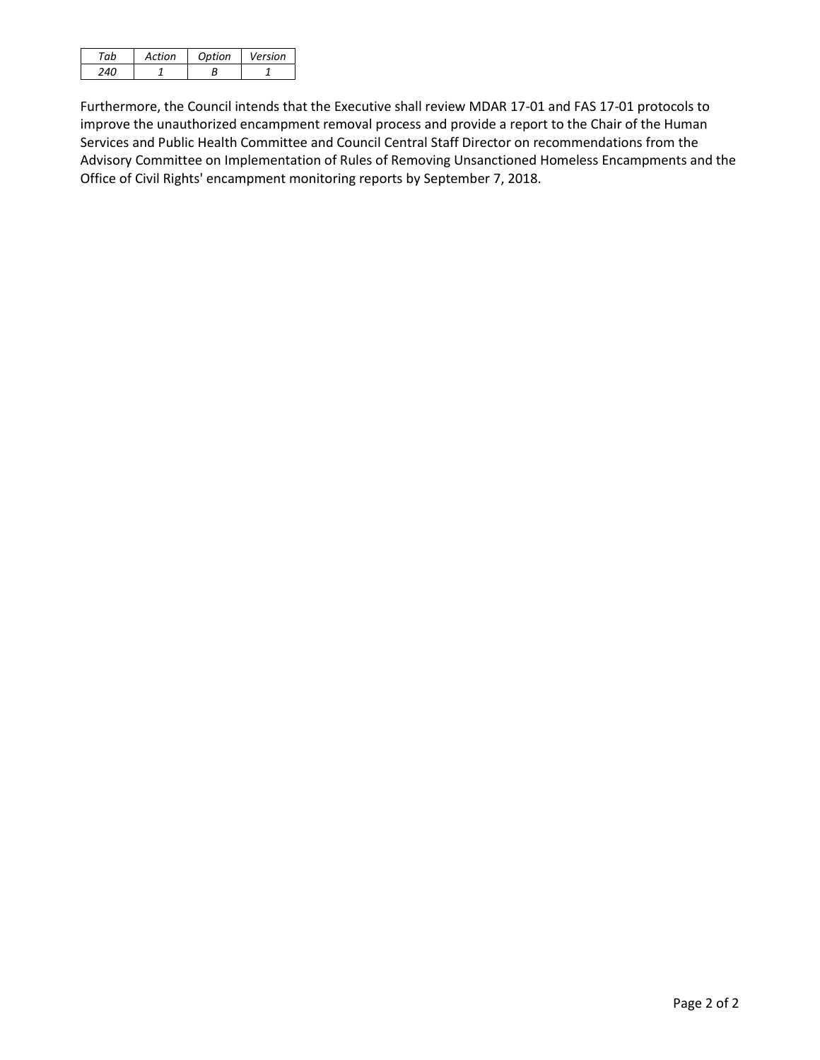| *Tab* | *Action* | *Option* | *Version* |
|---|---|---|---|
| *240* | *1* | *B* | *1* |

Furthermore, the Council intends that the Executive shall review MDAR 17-01 and FAS 17-01 protocols to improve the unauthorized encampment removal process and provide a report to the Chair of the Human Services and Public Health Committee and Council Central Staff Director on recommendations from the Advisory Committee on Implementation of Rules of Removing Unsanctioned Homeless Encampments and the Office of Civil Rights' encampment monitoring reports by September 7, 2018.